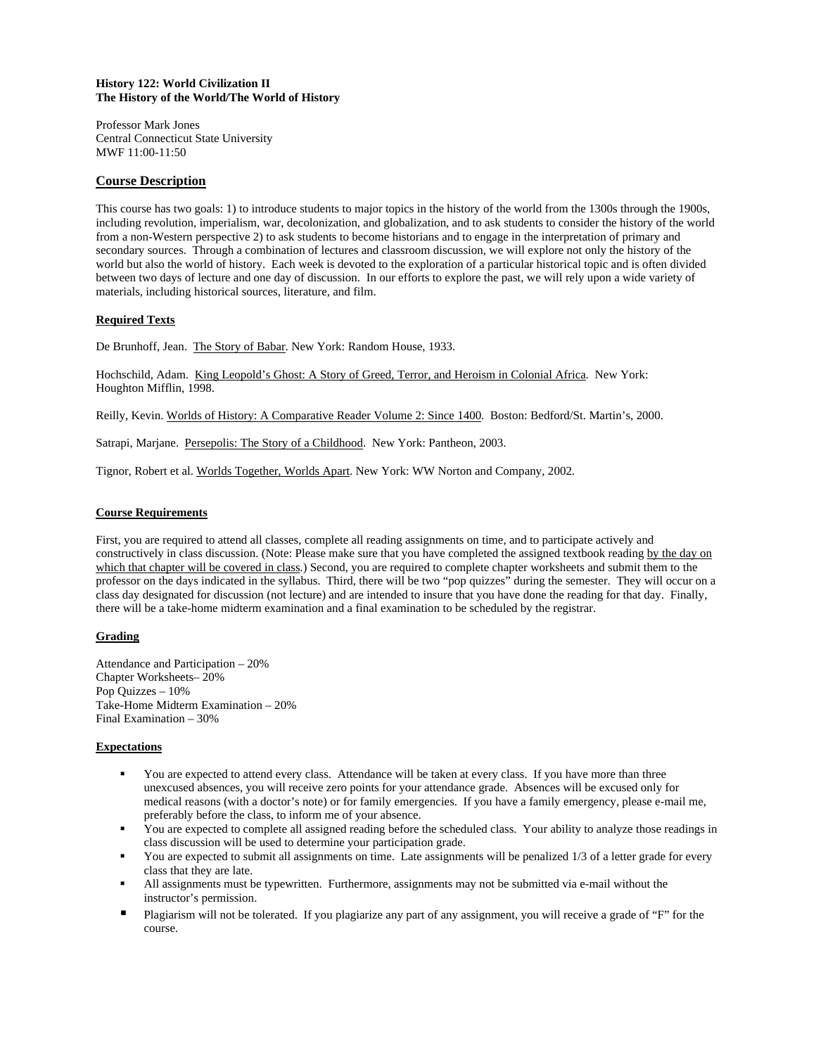**History 122: World Civilization II**
**The History of the World/The World of History**

Professor Mark Jones
Central Connecticut State University
MWF 11:00-11:50

## Course Description

This course has two goals: 1) to introduce students to major topics in the history of the world from the 1300s through the 1900s, including revolution, imperialism, war, decolonization, and globalization, and to ask students to consider the history of the world from a non-Western perspective 2) to ask students to become historians and to engage in the interpretation of primary and secondary sources. Through a combination of lectures and classroom discussion, we will explore not only the history of the world but also the world of history. Each week is devoted to the exploration of a particular historical topic and is often divided between two days of lecture and one day of discussion. In our efforts to explore the past, we will rely upon a wide variety of materials, including historical sources, literature, and film.

### Required Texts

De Brunhoff, Jean. The Story of Babar. New York: Random House, 1933.

Hochschild, Adam. King Leopold's Ghost: A Story of Greed, Terror, and Heroism in Colonial Africa. New York: Houghton Mifflin, 1998.

Reilly, Kevin. Worlds of History: A Comparative Reader Volume 2: Since 1400. Boston: Bedford/St. Martin's, 2000.

Satrapi, Marjane. Persepolis: The Story of a Childhood. New York: Pantheon, 2003.

Tignor, Robert et al. Worlds Together, Worlds Apart. New York: WW Norton and Company, 2002.

### Course Requirements

First, you are required to attend all classes, complete all reading assignments on time, and to participate actively and constructively in class discussion. (Note: Please make sure that you have completed the assigned textbook reading by the day on which that chapter will be covered in class.) Second, you are required to complete chapter worksheets and submit them to the professor on the days indicated in the syllabus. Third, there will be two "pop quizzes" during the semester. They will occur on a class day designated for discussion (not lecture) and are intended to insure that you have done the reading for that day. Finally, there will be a take-home midterm examination and a final examination to be scheduled by the registrar.

### Grading

Attendance and Participation – 20%
Chapter Worksheets– 20%
Pop Quizzes – 10%
Take-Home Midterm Examination – 20%
Final Examination – 30%

### Expectations

- You are expected to attend every class. Attendance will be taken at every class. If you have more than three unexcused absences, you will receive zero points for your attendance grade. Absences will be excused only for medical reasons (with a doctor's note) or for family emergencies. If you have a family emergency, please e-mail me, preferably before the class, to inform me of your absence.
- You are expected to complete all assigned reading before the scheduled class. Your ability to analyze those readings in class discussion will be used to determine your participation grade.
- You are expected to submit all assignments on time. Late assignments will be penalized 1/3 of a letter grade for every class that they are late.
- All assignments must be typewritten. Furthermore, assignments may not be submitted via e-mail without the instructor's permission.
- Plagiarism will not be tolerated. If you plagiarize any part of any assignment, you will receive a grade of "F" for the course.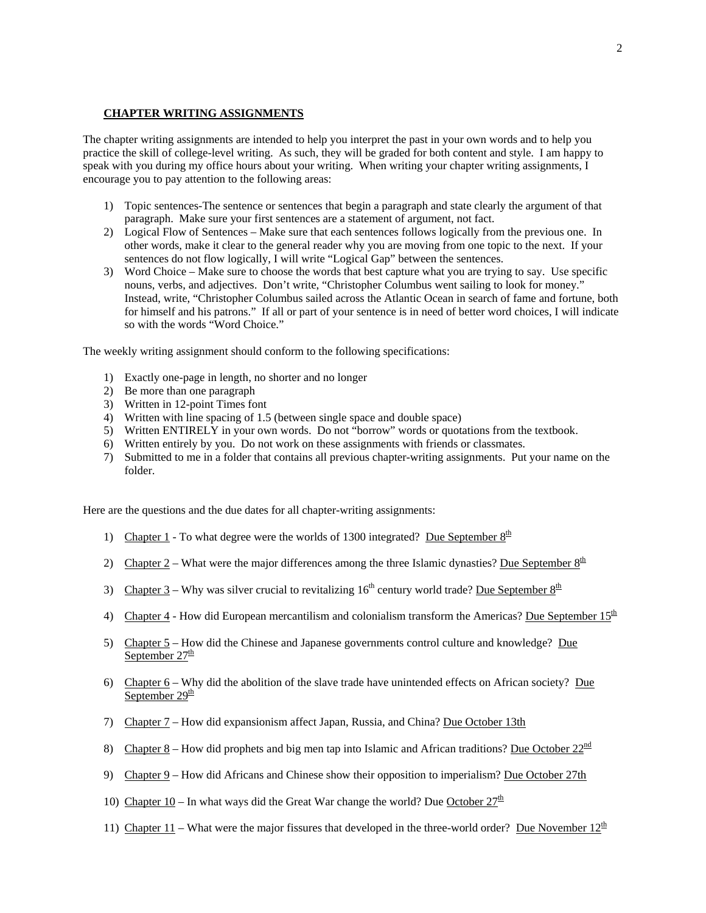## CHAPTER WRITING ASSIGNMENTS

The chapter writing assignments are intended to help you interpret the past in your own words and to help you practice the skill of college-level writing. As such, they will be graded for both content and style. I am happy to speak with you during my office hours about your writing. When writing your chapter writing assignments, I encourage you to pay attention to the following areas:

1) Topic sentences-The sentence or sentences that begin a paragraph and state clearly the argument of that paragraph. Make sure your first sentences are a statement of argument, not fact.
2) Logical Flow of Sentences – Make sure that each sentences follows logically from the previous one. In other words, make it clear to the general reader why you are moving from one topic to the next. If your sentences do not flow logically, I will write "Logical Gap" between the sentences.
3) Word Choice – Make sure to choose the words that best capture what you are trying to say. Use specific nouns, verbs, and adjectives. Don't write, "Christopher Columbus went sailing to look for money." Instead, write, "Christopher Columbus sailed across the Atlantic Ocean in search of fame and fortune, both for himself and his patrons." If all or part of your sentence is in need of better word choices, I will indicate so with the words "Word Choice."

The weekly writing assignment should conform to the following specifications:

1) Exactly one-page in length, no shorter and no longer
2) Be more than one paragraph
3) Written in 12-point Times font
4) Written with line spacing of 1.5 (between single space and double space)
5) Written ENTIRELY in your own words. Do not "borrow" words or quotations from the textbook.
6) Written entirely by you. Do not work on these assignments with friends or classmates.
7) Submitted to me in a folder that contains all previous chapter-writing assignments. Put your name on the folder.

Here are the questions and the due dates for all chapter-writing assignments:

1) Chapter 1 - To what degree were the worlds of 1300 integrated? Due September 8th
2) Chapter 2 – What were the major differences among the three Islamic dynasties? Due September 8th
3) Chapter 3 – Why was silver crucial to revitalizing 16th century world trade? Due September 8th
4) Chapter 4 - How did European mercantilism and colonialism transform the Americas? Due September 15th
5) Chapter 5 – How did the Chinese and Japanese governments control culture and knowledge? Due September 27th
6) Chapter 6 – Why did the abolition of the slave trade have unintended effects on African society? Due September 29th
7) Chapter 7 – How did expansionism affect Japan, Russia, and China? Due October 13th
8) Chapter 8 – How did prophets and big men tap into Islamic and African traditions? Due October 22nd
9) Chapter 9 – How did Africans and Chinese show their opposition to imperialism? Due October 27th
10) Chapter 10 – In what ways did the Great War change the world? Due October 27th
11) Chapter 11 – What were the major fissures that developed in the three-world order? Due November 12th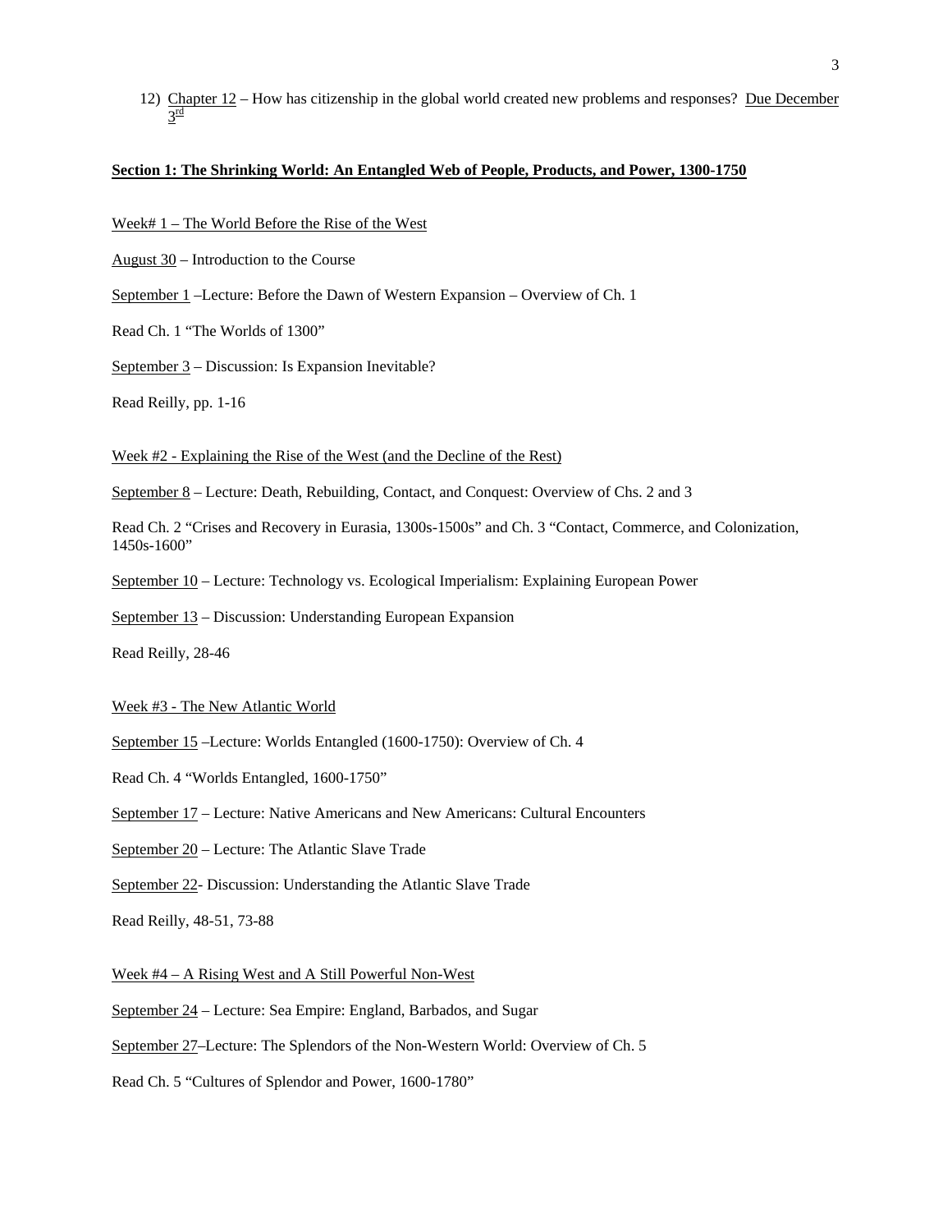12) Chapter 12 – How has citizenship in the global world created new problems and responses? Due December 3rd

**Section 1: The Shrinking World: An Entangled Web of People, Products, and Power, 1300-1750**

Week# 1 – The World Before the Rise of the West

August 30 – Introduction to the Course

September 1 –Lecture: Before the Dawn of Western Expansion – Overview of Ch. 1

Read Ch. 1 "The Worlds of 1300"

September 3 – Discussion: Is Expansion Inevitable?

Read Reilly, pp. 1-16

Week #2 - Explaining the Rise of the West (and the Decline of the Rest)

September 8 – Lecture: Death, Rebuilding, Contact, and Conquest: Overview of Chs. 2 and 3

Read Ch. 2 "Crises and Recovery in Eurasia, 1300s-1500s" and Ch. 3 "Contact, Commerce, and Colonization, 1450s-1600"

September 10 – Lecture: Technology vs. Ecological Imperialism: Explaining European Power

September 13 – Discussion: Understanding European Expansion

Read Reilly, 28-46

Week #3 - The New Atlantic World

September 15 –Lecture: Worlds Entangled (1600-1750): Overview of Ch. 4

Read Ch. 4 "Worlds Entangled, 1600-1750"

September 17 – Lecture: Native Americans and New Americans: Cultural Encounters

September 20 – Lecture: The Atlantic Slave Trade

September 22- Discussion: Understanding the Atlantic Slave Trade

Read Reilly, 48-51, 73-88

Week #4 – A Rising West and A Still Powerful Non-West

September 24 – Lecture: Sea Empire: England, Barbados, and Sugar

September 27–Lecture: The Splendors of the Non-Western World: Overview of Ch. 5

Read Ch. 5 "Cultures of Splendor and Power, 1600-1780"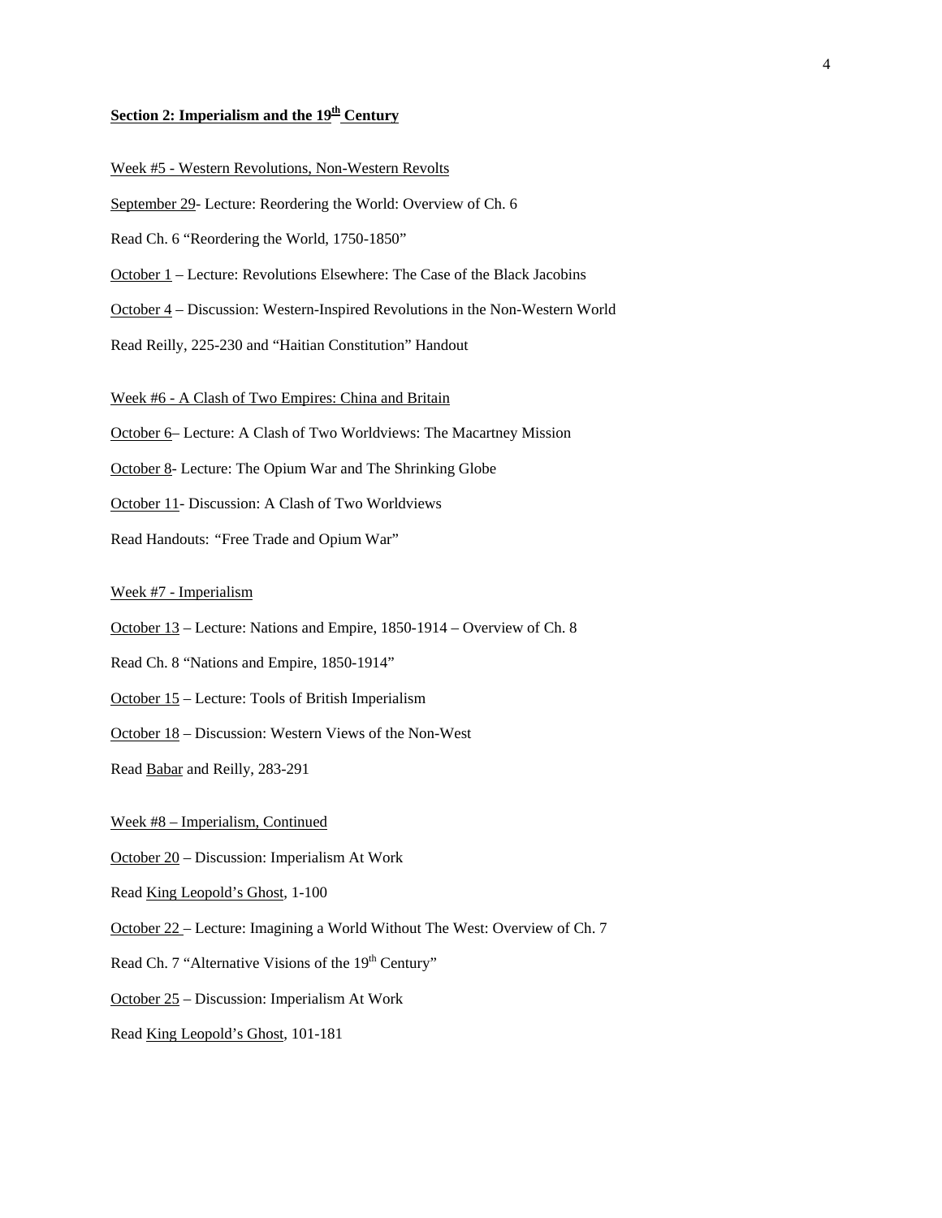## Section 2: Imperialism and the 19th Century

Week #5 - Western Revolutions, Non-Western Revolts

September 29- Lecture: Reordering the World: Overview of Ch. 6

Read Ch. 6 "Reordering the World, 1750-1850"

October 1 – Lecture: Revolutions Elsewhere: The Case of the Black Jacobins

October 4 – Discussion: Western-Inspired Revolutions in the Non-Western World

Read Reilly, 225-230 and "Haitian Constitution" Handout

Week #6 - A Clash of Two Empires: China and Britain

October 6– Lecture: A Clash of Two Worldviews: The Macartney Mission

October 8- Lecture: The Opium War and The Shrinking Globe

October 11- Discussion: A Clash of Two Worldviews

Read Handouts: "Free Trade and Opium War"

Week #7 - Imperialism

October 13 – Lecture: Nations and Empire, 1850-1914 – Overview of Ch. 8

Read Ch. 8 "Nations and Empire, 1850-1914"

October 15 – Lecture: Tools of British Imperialism

October 18 – Discussion: Western Views of the Non-West

Read Babar and Reilly, 283-291

Week #8 – Imperialism, Continued

October 20 – Discussion: Imperialism At Work

Read King Leopold's Ghost, 1-100

October 22 – Lecture: Imagining a World Without The West: Overview of Ch. 7

Read Ch. 7 "Alternative Visions of the 19th Century"

October 25 – Discussion: Imperialism At Work

Read King Leopold's Ghost, 101-181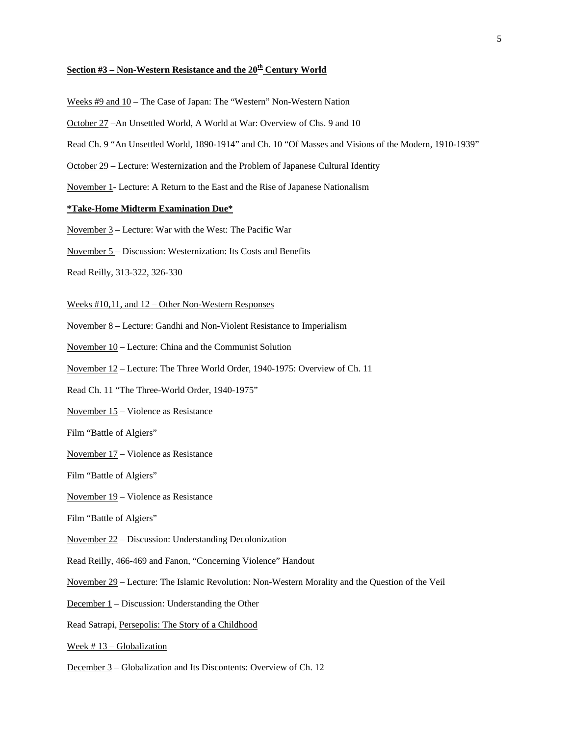**Section #3 – Non-Western Resistance and the 20th Century World**

Weeks #9 and 10 – The Case of Japan: The "Western" Non-Western Nation

October 27 –An Unsettled World, A World at War: Overview of Chs. 9 and 10

Read Ch. 9 "An Unsettled World, 1890-1914" and Ch. 10 "Of Masses and Visions of the Modern, 1910-1939"

October 29 – Lecture: Westernization and the Problem of Japanese Cultural Identity

November 1- Lecture: A Return to the East and the Rise of Japanese Nationalism

**\*Take-Home Midterm Examination Due\***

November 3 – Lecture: War with the West: The Pacific War

November 5 – Discussion: Westernization: Its Costs and Benefits

Read Reilly, 313-322, 326-330

Weeks #10,11, and 12 – Other Non-Western Responses

November 8 – Lecture: Gandhi and Non-Violent Resistance to Imperialism

November 10 – Lecture: China and the Communist Solution

November 12 – Lecture: The Three World Order, 1940-1975: Overview of Ch. 11

Read Ch. 11 "The Three-World Order, 1940-1975"

November 15 – Violence as Resistance

Film "Battle of Algiers"

November 17 – Violence as Resistance

Film "Battle of Algiers"

November 19 – Violence as Resistance

Film "Battle of Algiers"

November 22 – Discussion: Understanding Decolonization

Read Reilly, 466-469 and Fanon, "Concerning Violence" Handout

November 29 – Lecture: The Islamic Revolution: Non-Western Morality and the Question of the Veil

December 1 – Discussion: Understanding the Other

Read Satrapi, Persepolis: The Story of a Childhood

Week # 13 – Globalization

December 3 – Globalization and Its Discontents: Overview of Ch. 12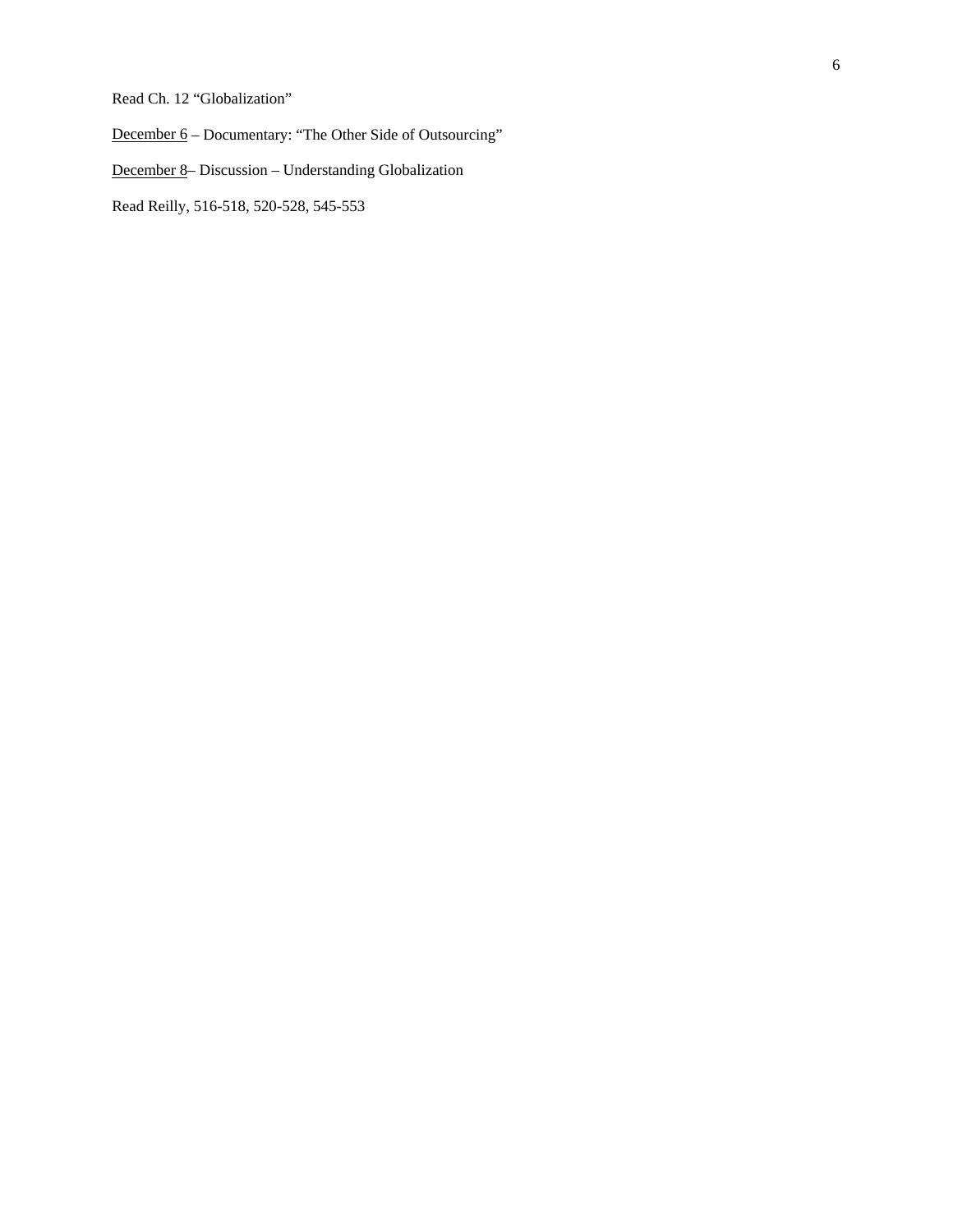Read Ch. 12 “Globalization”

<u>December 6</u> – Documentary: “The Other Side of Outsourcing”

<u>December 8</u>– Discussion – Understanding Globalization

Read Reilly, 516-518, 520-528, 545-553